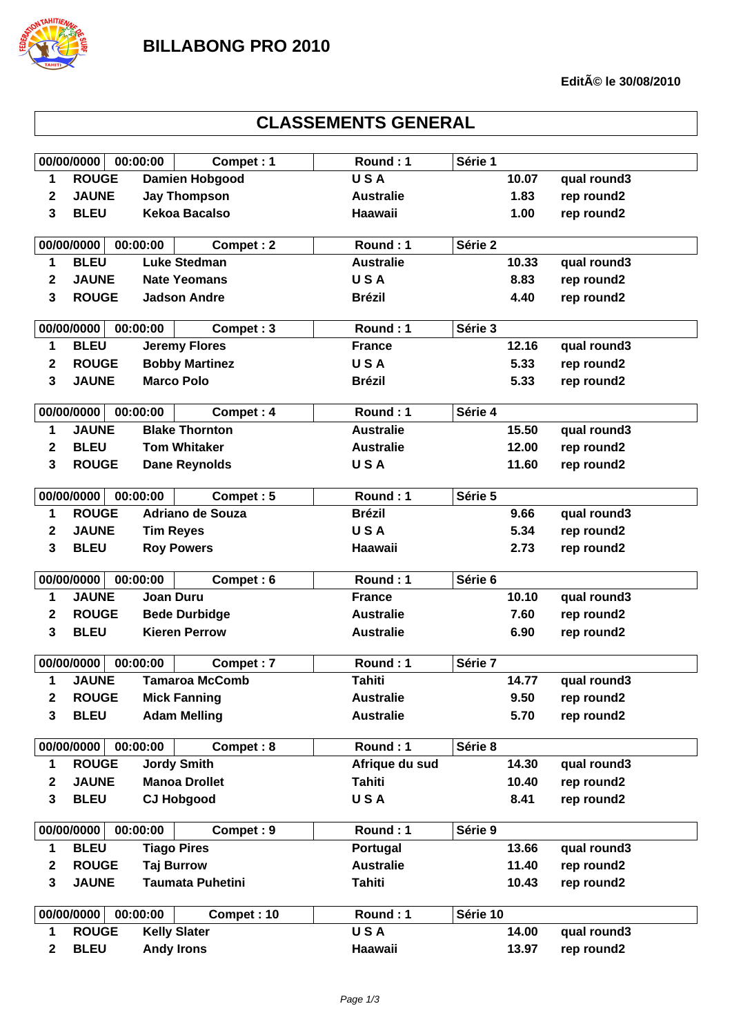# BILLABONG PRO 2010

**EditÃ© le 30/08/2010**

## CLASSEMENTS GENERAL

| 00/00/0000 | 00:00:00 | Compet : 1 | Round : 1 | Série 1 | |
|---|---|---|---|---|---|
| 1 | ROUGE | Damien Hobgood | U S A | 10.07 | qual round3 |
| 2 | JAUNE | Jay Thompson | Australie | 1.83 | rep round2 |
| 3 | BLEU | Kekoa Bacalso | Haawaii | 1.00 | rep round2 |

| 00/00/0000 | 00:00:00 | Compet : 2 | Round : 1 | Série 2 | |
|---|---|---|---|---|---|
| 1 | BLEU | Luke Stedman | Australie | 10.33 | qual round3 |
| 2 | JAUNE | Nate Yeomans | U S A | 8.83 | rep round2 |
| 3 | ROUGE | Jadson Andre | Brézil | 4.40 | rep round2 |

| 00/00/0000 | 00:00:00 | Compet : 3 | Round : 1 | Série 3 | |
|---|---|---|---|---|---|
| 1 | BLEU | Jeremy Flores | France | 12.16 | qual round3 |
| 2 | ROUGE | Bobby Martinez | U S A | 5.33 | rep round2 |
| 3 | JAUNE | Marco Polo | Brézil | 5.33 | rep round2 |

| 00/00/0000 | 00:00:00 | Compet : 4 | Round : 1 | Série 4 | |
|---|---|---|---|---|---|
| 1 | JAUNE | Blake Thornton | Australie | 15.50 | qual round3 |
| 2 | BLEU | Tom Whitaker | Australie | 12.00 | rep round2 |
| 3 | ROUGE | Dane Reynolds | U S A | 11.60 | rep round2 |

| 00/00/0000 | 00:00:00 | Compet : 5 | Round : 1 | Série 5 | |
|---|---|---|---|---|---|
| 1 | ROUGE | Adriano de Souza | Brézil | 9.66 | qual round3 |
| 2 | JAUNE | Tim Reyes | U S A | 5.34 | rep round2 |
| 3 | BLEU | Roy Powers | Haawaii | 2.73 | rep round2 |

| 00/00/0000 | 00:00:00 | Compet : 6 | Round : 1 | Série 6 | |
|---|---|---|---|---|---|
| 1 | JAUNE | Joan Duru | France | 10.10 | qual round3 |
| 2 | ROUGE | Bede Durbidge | Australie | 7.60 | rep round2 |
| 3 | BLEU | Kieren Perrow | Australie | 6.90 | rep round2 |

| 00/00/0000 | 00:00:00 | Compet : 7 | Round : 1 | Série 7 | |
|---|---|---|---|---|---|
| 1 | JAUNE | Tamaroa McComb | Tahiti | 14.77 | qual round3 |
| 2 | ROUGE | Mick Fanning | Australie | 9.50 | rep round2 |
| 3 | BLEU | Adam Melling | Australie | 5.70 | rep round2 |

| 00/00/0000 | 00:00:00 | Compet : 8 | Round : 1 | Série 8 | |
|---|---|---|---|---|---|
| 1 | ROUGE | Jordy Smith | Afrique du sud | 14.30 | qual round3 |
| 2 | JAUNE | Manoa Drollet | Tahiti | 10.40 | rep round2 |
| 3 | BLEU | CJ Hobgood | U S A | 8.41 | rep round2 |

| 00/00/0000 | 00:00:00 | Compet : 9 | Round : 1 | Série 9 | |
|---|---|---|---|---|---|
| 1 | BLEU | Tiago Pires | Portugal | 13.66 | qual round3 |
| 2 | ROUGE | Taj Burrow | Australie | 11.40 | rep round2 |
| 3 | JAUNE | Taumata Puhetini | Tahiti | 10.43 | rep round2 |

| 00/00/0000 | 00:00:00 | Compet : 10 | Round : 1 | Série 10 | |
|---|---|---|---|---|---|
| 1 | ROUGE | Kelly Slater | U S A | 14.00 | qual round3 |
| 2 | BLEU | Andy Irons | Haawaii | 13.97 | rep round2 |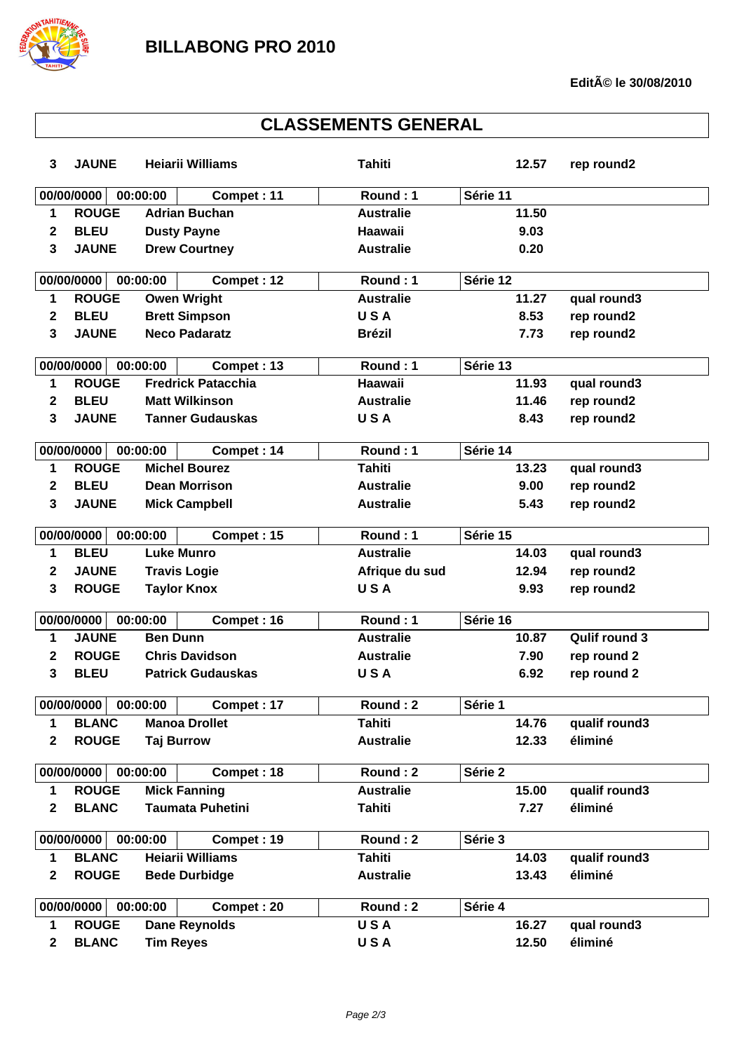# BILLABONG PRO 2010

**EditÃ© le 30/08/2010**

## CLASSEMENTS GENERAL

| | | | | | |
|---|---|---|---|---|---|
| 3 | JAUNE | Heiarii Williams | Tahiti | 12.57 | rep round2 |

| 00/00/0000 | 00:00:00 | Compet : 11 | Round : 1 | Série 11 | |
|---|---|---|---|---|---|
| 1 | ROUGE | Adrian Buchan | Australie | 11.50 | |
| 2 | BLEU | Dusty Payne | Haawaii | 9.03 | |
| 3 | JAUNE | Drew Courtney | Australie | 0.20 | |

| 00/00/0000 | 00:00:00 | Compet : 12 | Round : 1 | Série 12 | |
|---|---|---|---|---|---|
| 1 | ROUGE | Owen Wright | Australie | 11.27 | qual round3 |
| 2 | BLEU | Brett Simpson | U S A | 8.53 | rep round2 |
| 3 | JAUNE | Neco Padaratz | Brézil | 7.73 | rep round2 |

| 00/00/0000 | 00:00:00 | Compet : 13 | Round : 1 | Série 13 | |
|---|---|---|---|---|---|
| 1 | ROUGE | Fredrick Patacchia | Haawaii | 11.93 | qual round3 |
| 2 | BLEU | Matt Wilkinson | Australie | 11.46 | rep round2 |
| 3 | JAUNE | Tanner Gudauskas | U S A | 8.43 | rep round2 |

| 00/00/0000 | 00:00:00 | Compet : 14 | Round : 1 | Série 14 | |
|---|---|---|---|---|---|
| 1 | ROUGE | Michel Bourez | Tahiti | 13.23 | qual round3 |
| 2 | BLEU | Dean Morrison | Australie | 9.00 | rep round2 |
| 3 | JAUNE | Mick Campbell | Australie | 5.43 | rep round2 |

| 00/00/0000 | 00:00:00 | Compet : 15 | Round : 1 | Série 15 | |
|---|---|---|---|---|---|
| 1 | BLEU | Luke Munro | Australie | 14.03 | qual round3 |
| 2 | JAUNE | Travis Logie | Afrique du sud | 12.94 | rep round2 |
| 3 | ROUGE | Taylor Knox | U S A | 9.93 | rep round2 |

| 00/00/0000 | 00:00:00 | Compet : 16 | Round : 1 | Série 16 | |
|---|---|---|---|---|---|
| 1 | JAUNE | Ben Dunn | Australie | 10.87 | Qulif round 3 |
| 2 | ROUGE | Chris Davidson | Australie | 7.90 | rep round 2 |
| 3 | BLEU | Patrick Gudauskas | U S A | 6.92 | rep round 2 |

| 00/00/0000 | 00:00:00 | Compet : 17 | Round : 2 | Série 1 | |
|---|---|---|---|---|---|
| 1 | BLANC | Manoa Drollet | Tahiti | 14.76 | qualif round3 |
| 2 | ROUGE | Taj Burrow | Australie | 12.33 | éliminé |

| 00/00/0000 | 00:00:00 | Compet : 18 | Round : 2 | Série 2 | |
|---|---|---|---|---|---|
| 1 | ROUGE | Mick Fanning | Australie | 15.00 | qualif round3 |
| 2 | BLANC | Taumata Puhetini | Tahiti | 7.27 | éliminé |

| 00/00/0000 | 00:00:00 | Compet : 19 | Round : 2 | Série 3 | |
|---|---|---|---|---|---|
| 1 | BLANC | Heiarii Williams | Tahiti | 14.03 | qualif round3 |
| 2 | ROUGE | Bede Durbidge | Australie | 13.43 | éliminé |

| 00/00/0000 | 00:00:00 | Compet : 20 | Round : 2 | Série 4 | |
|---|---|---|---|---|---|
| 1 | ROUGE | Dane Reynolds | U S A | 16.27 | qual round3 |
| 2 | BLANC | Tim Reyes | U S A | 12.50 | éliminé |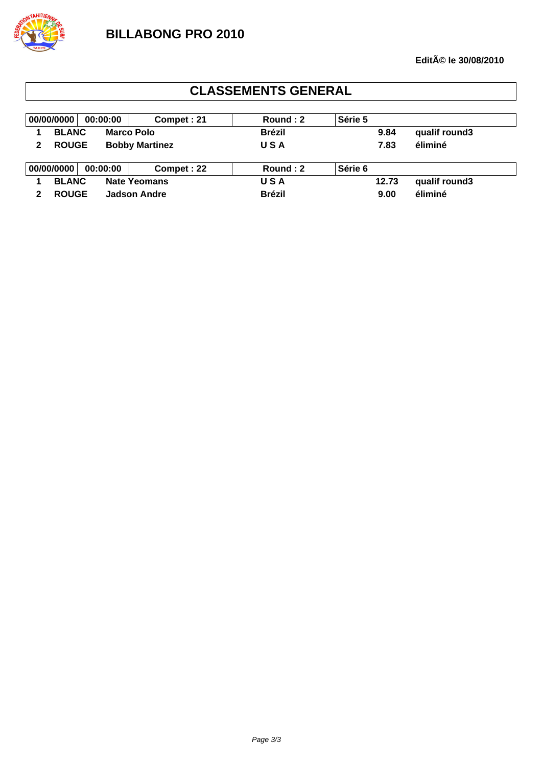# BILLABONG PRO 2010

**EditÃ© le 30/08/2010**

## CLASSEMENTS GENERAL

| | | | | | | |
|---|---|---|---|---|---|---|
| 00/00/0000 | 00:00:00 | Compet : 21 | Round : 2 | Série 5 | | |
| 1 | BLANC | Marco Polo | Brézil | | 9.84 | qualif round3 |
| 2 | ROUGE | Bobby Martinez | U S A | | 7.83 | éliminé |

| | | | | | | |
|---|---|---|---|---|---|---|
| 00/00/0000 | 00:00:00 | Compet : 22 | Round : 2 | Série 6 | | |
| 1 | BLANC | Nate Yeomans | U S A | | 12.73 | qualif round3 |
| 2 | ROUGE | Jadson Andre | Brézil | | 9.00 | éliminé |